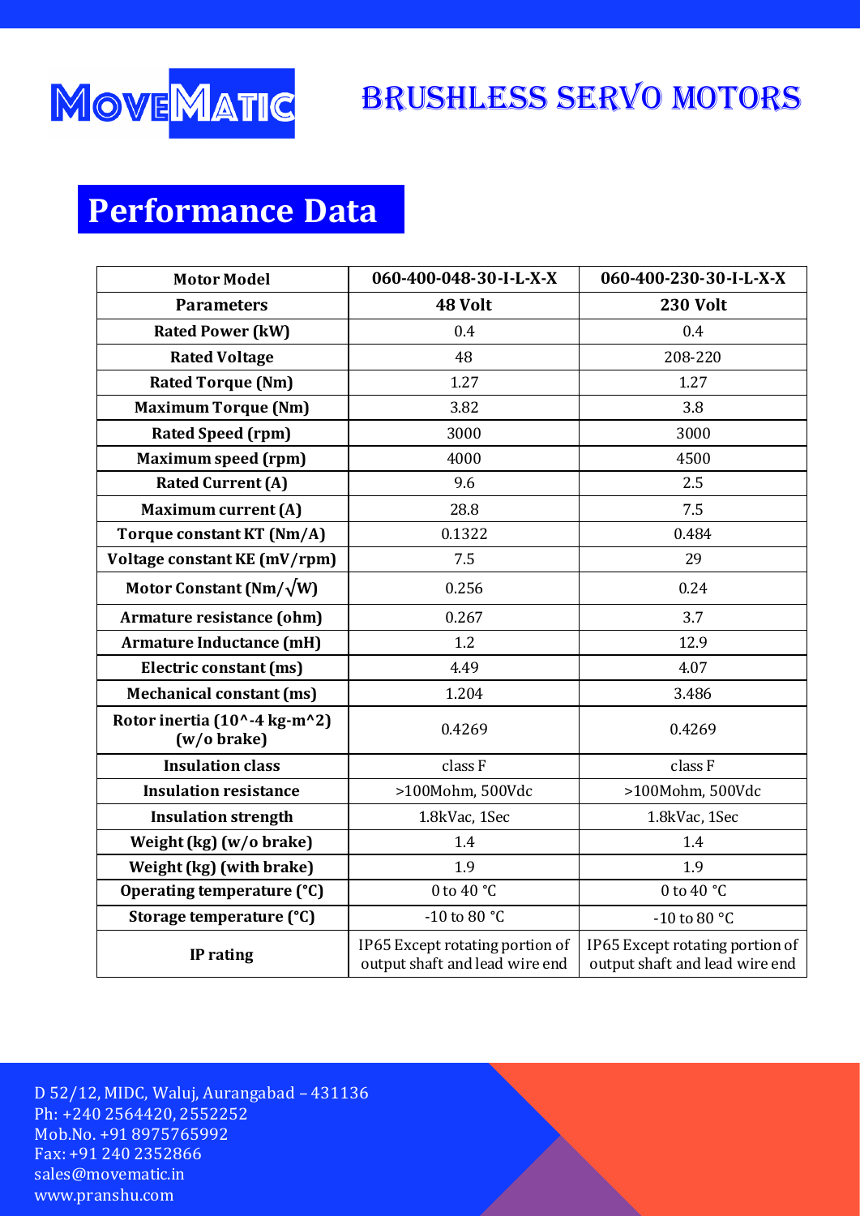# MoveMatic

## BRUSHLESS SERVO MOTORS

## Performance Data

| Motor Model | 060-400-048-30-I-L-X-X | 060-400-230-30-I-L-X-X |
|---|---|---|
| **Parameters** | **48 Volt** | **230 Volt** |
| **Rated Power (kW)** | 0.4 | 0.4 |
| **Rated Voltage** | 48 | 208-220 |
| **Rated Torque (Nm)** | 1.27 | 1.27 |
| **Maximum Torque (Nm)** | 3.82 | 3.8 |
| **Rated Speed (rpm)** | 3000 | 3000 |
| **Maximum speed (rpm)** | 4000 | 4500 |
| **Rated Current (A)** | 9.6 | 2.5 |
| **Maximum current (A)** | 28.8 | 7.5 |
| **Torque constant KT (Nm/A)** | 0.1322 | 0.484 |
| **Voltage constant KE (mV/rpm)** | 7.5 | 29 |
| **Motor Constant (Nm/√W)** | 0.256 | 0.24 |
| **Armature resistance (ohm)** | 0.267 | 3.7 |
| **Armature Inductance (mH)** | 1.2 | 12.9 |
| **Electric constant (ms)** | 4.49 | 4.07 |
| **Mechanical constant (ms)** | 1.204 | 3.486 |
| **Rotor inertia (10^-4 kg-m^2) (w/o brake)** | 0.4269 | 0.4269 |
| **Insulation class** | class F | class F |
| **Insulation resistance** | >100Mohm, 500Vdc | >100Mohm, 500Vdc |
| **Insulation strength** | 1.8kVac, 1Sec | 1.8kVac, 1Sec |
| **Weight (kg) (w/o brake)** | 1.4 | 1.4 |
| **Weight (kg) (with brake)** | 1.9 | 1.9 |
| **Operating temperature (°C)** | 0 to 40 °C | 0 to 40 °C |
| **Storage temperature (°C)** | -10 to 80 °C | -10 to 80 °C |
| **IP rating** | IP65 Except rotating portion of output shaft and lead wire end | IP65 Except rotating portion of output shaft and lead wire end |

D 52/12, MIDC, Waluj, Aurangabad – 431136
Ph: +240 2564420, 2552252
Mob.No. +91 8975765992
Fax: +91 240 2352866
sales@movematic.in
www.pranshu.com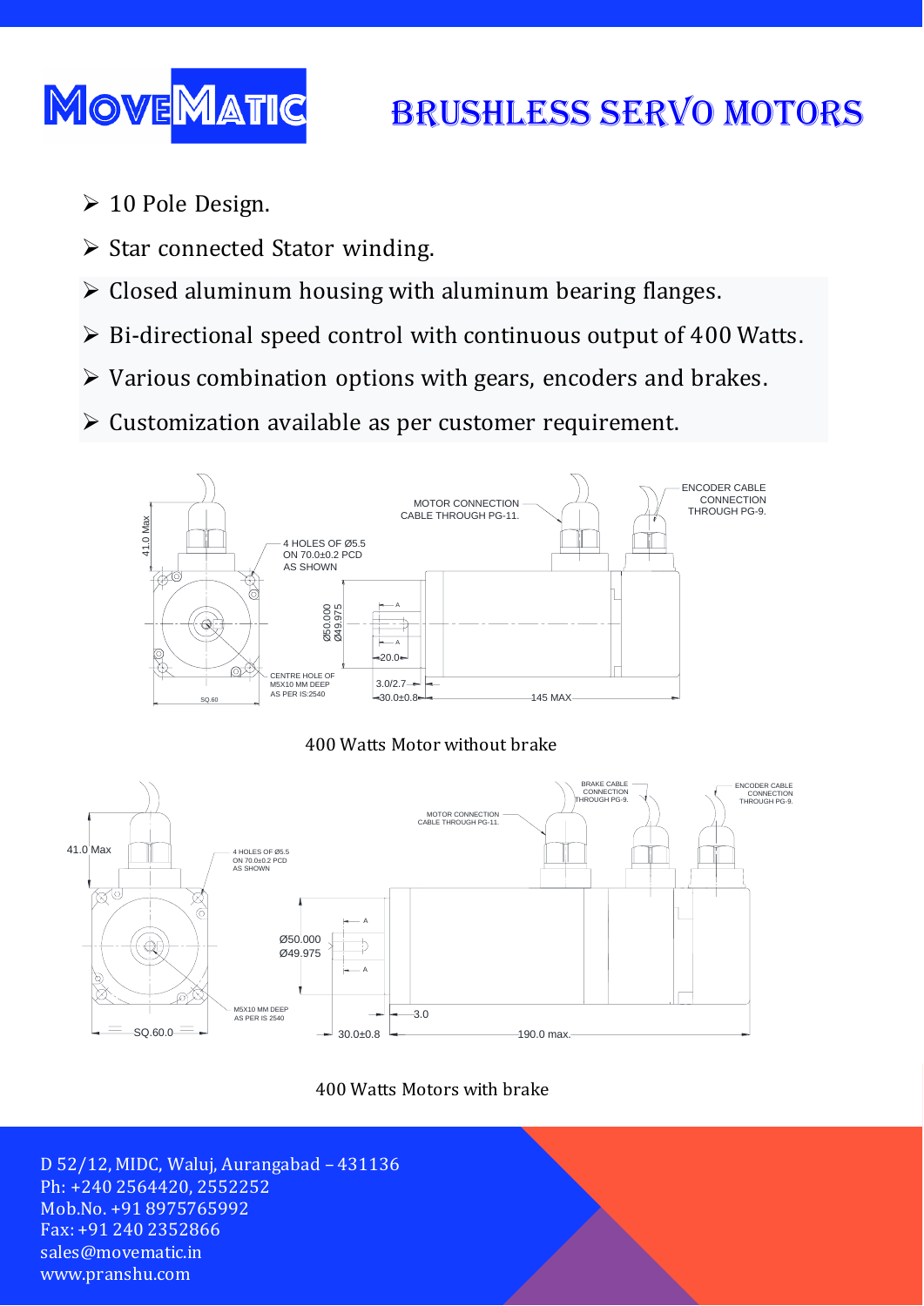# BRUSHLESS SERVO MOTORS

- 10 Pole Design.
- Star connected Stator winding.
- Closed aluminum housing with aluminum bearing flanges.
- Bi-directional speed control with continuous output of 400 Watts.
- Various combination options with gears, encoders and brakes.
- Customization available as per customer requirement.

41.0 Max

4 HOLES OF Ø5.5 ON 70.0±0.2 PCD AS SHOWN

MOTOR CONNECTION CABLE THROUGH PG-11.

ENCODER CABLE CONNECTION THROUGH PG-9.

Ø50.000 Ø49.975

20.0

CENTRE HOLE OF M5X10 MM DEEP AS PER IS:2540

3.0/2.7

30.0±0.8

145 MAX

SQ.60

400 Watts Motor without brake

41.0 Max

4 HOLES OF Ø5.5 ON 70.0±0.2 PCD AS SHOWN

MOTOR CONNECTION CABLE THROUGH PG-11.

BRAKE CABLE CONNECTION THROUGH PG-9.

ENCODER CABLE CONNECTION THROUGH PG-9.

Ø50.000 Ø49.975

M5X10 MM DEEP AS PER IS 2540

3.0

30.0±0.8

190.0 max.

SQ.60.0

400 Watts Motors with brake

D 52/12, MIDC, Waluj, Aurangabad – 431136
Ph: +240 2564420, 2552252
Mob.No. +91 8975765992
Fax: +91 240 2352866
sales@movematic.in
www.pranshu.com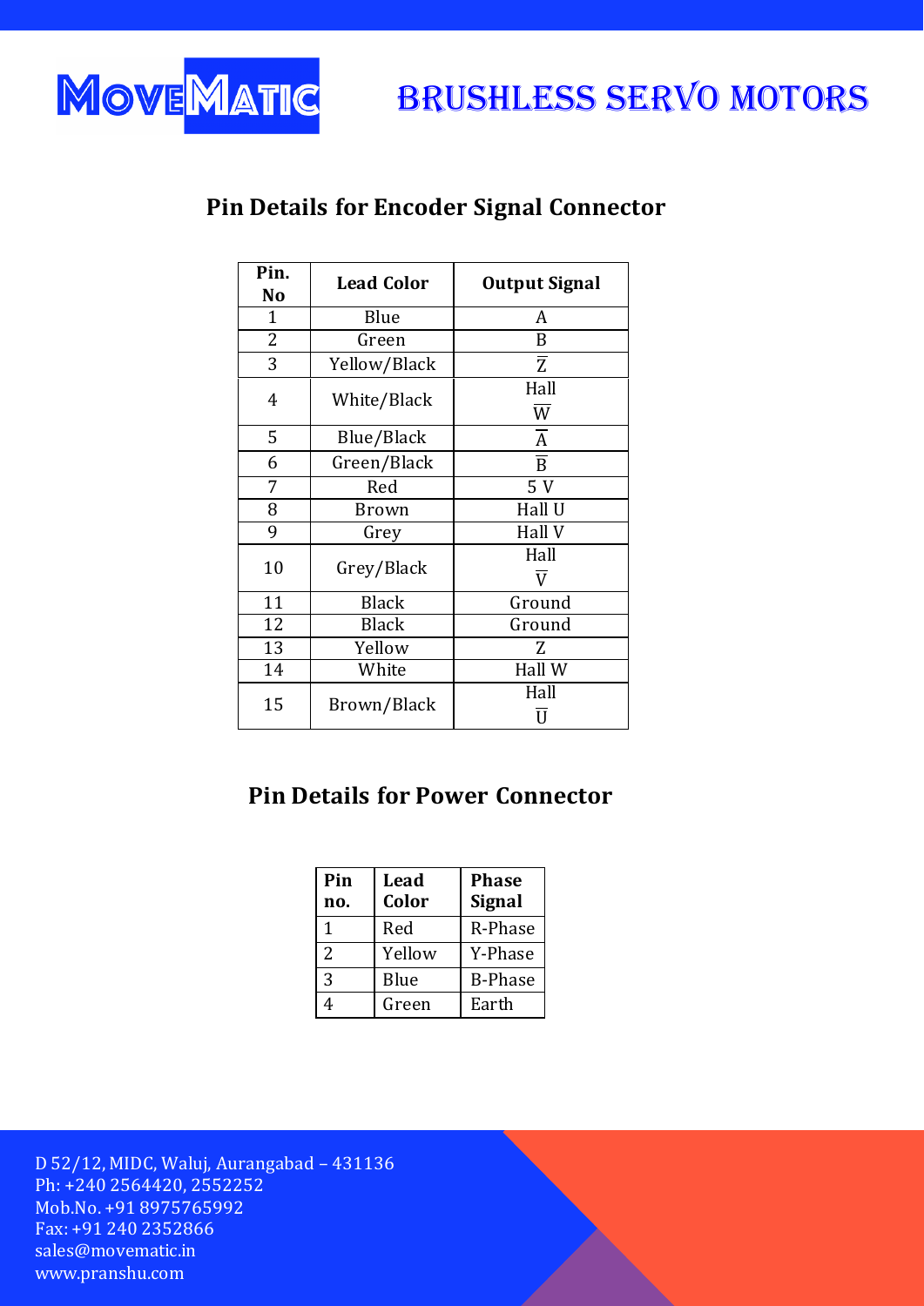## Pin Details for Encoder Signal Connector

| Pin. No | Lead Color | Output Signal |
|---|---|---|
| 1 | Blue | A |
| 2 | Green | B |
| 3 | Yellow/Black | $\overline{Z}$ |
| 4 | White/Black | Hall $\overline{W}$ |
| 5 | Blue/Black | $\overline{A}$ |
| 6 | Green/Black | $\overline{B}$ |
| 7 | Red | 5 V |
| 8 | Brown | Hall U |
| 9 | Grey | Hall V |
| 10 | Grey/Black | Hall $\overline{V}$ |
| 11 | Black | Ground |
| 12 | Black | Ground |
| 13 | Yellow | Z |
| 14 | White | Hall W |
| 15 | Brown/Black | Hall $\overline{U}$ |

## Pin Details for Power Connector

| Pin no. | Lead Color | Phase Signal |
|---|---|---|
| 1 | Red | R-Phase |
| 2 | Yellow | Y-Phase |
| 3 | Blue | B-Phase |
| 4 | Green | Earth |